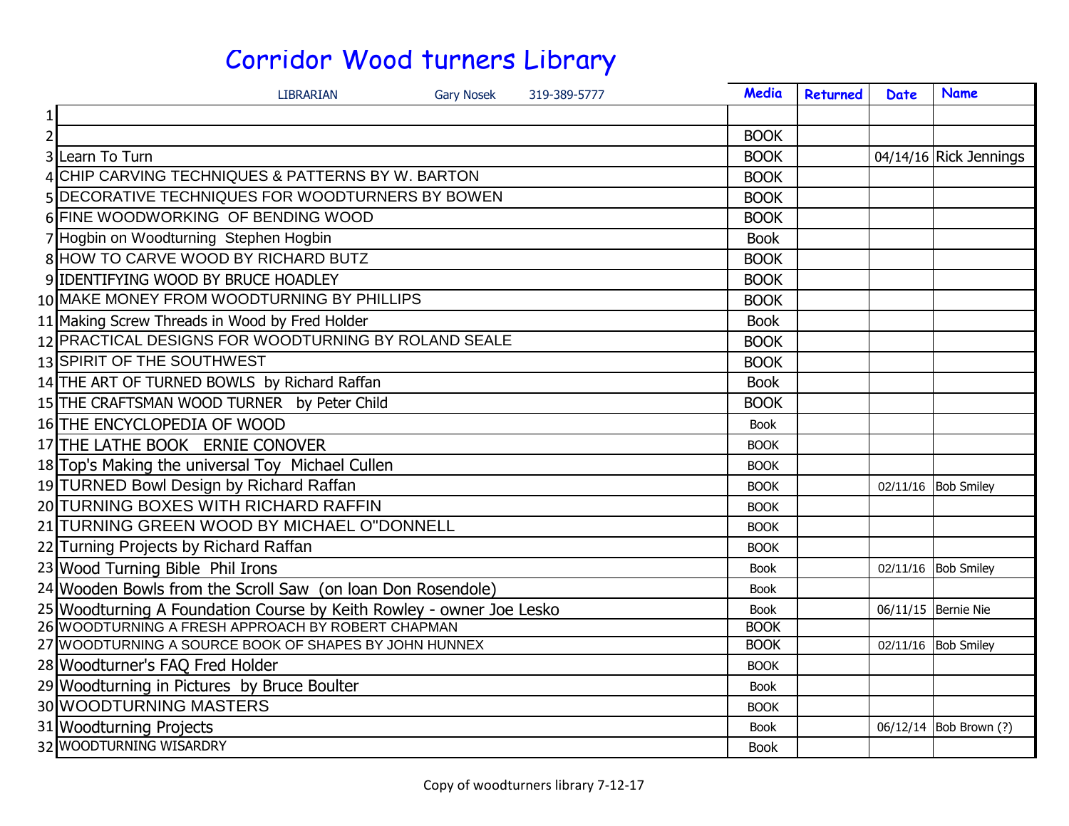# Corridor Wood turners Library

LIBRARIAN Gary Nosek 319-389-5777

| # | Title | Media | Returned | Date | Name |
|---|---|---|---|---|---|
| 1 | | | | | |
| 2 | | BOOK | | | |
| 3 | Learn To Turn | BOOK | | 04/14/16 | Rick Jennings |
| 4 | CHIP CARVING TECHNIQUES & PATTERNS BY W. BARTON | BOOK | | | |
| 5 | DECORATIVE TECHNIQUES FOR WOODTURNERS BY BOWEN | BOOK | | | |
| 6 | FINE WOODWORKING OF BENDING WOOD | BOOK | | | |
| 7 | Hogbin on Woodturning Stephen Hogbin | Book | | | |
| 8 | HOW TO CARVE WOOD BY RICHARD BUTZ | BOOK | | | |
| 9 | IDENTIFYING WOOD BY BRUCE HOADLEY | BOOK | | | |
| 10 | MAKE MONEY FROM WOODTURNING BY PHILLIPS | BOOK | | | |
| 11 | Making Screw Threads in Wood by Fred Holder | Book | | | |
| 12 | PRACTICAL DESIGNS FOR WOODTURNING BY ROLAND SEALE | BOOK | | | |
| 13 | SPIRIT OF THE SOUTHWEST | BOOK | | | |
| 14 | THE ART OF TURNED BOWLS by Richard Raffan | Book | | | |
| 15 | THE CRAFTSMAN WOOD TURNER by Peter Child | BOOK | | | |
| 16 | THE ENCYCLOPEDIA OF WOOD | Book | | | |
| 17 | THE LATHE BOOK ERNIE CONOVER | BOOK | | | |
| 18 | Top's Making the universal Toy Michael Cullen | BOOK | | | |
| 19 | TURNED Bowl Design by Richard Raffan | BOOK | | 02/11/16 | Bob Smiley |
| 20 | TURNING BOXES WITH RICHARD RAFFIN | BOOK | | | |
| 21 | TURNING GREEN WOOD BY MICHAEL O"DONNELL | BOOK | | | |
| 22 | Turning Projects by Richard Raffan | BOOK | | | |
| 23 | Wood Turning Bible Phil Irons | Book | | 02/11/16 | Bob Smiley |
| 24 | Wooden Bowls from the Scroll Saw (on loan Don Rosendole) | Book | | | |
| 25 | Woodturning A Foundation Course by Keith Rowley - owner Joe Lesko | Book | | 06/11/15 | Bernie Nie |
| 26 | WOODTURNING A FRESH APPROACH BY ROBERT CHAPMAN | BOOK | | | |
| 27 | WOODTURNING A SOURCE BOOK OF SHAPES BY JOHN HUNNEX | BOOK | | 02/11/16 | Bob Smiley |
| 28 | Woodturner's FAQ Fred Holder | BOOK | | | |
| 29 | Woodturning in Pictures by Bruce Boulter | Book | | | |
| 30 | WOODTURNING MASTERS | BOOK | | | |
| 31 | Woodturning Projects | Book | | 06/12/14 | Bob Brown (?) |
| 32 | WOODTURNING WISARDRY | Book | | | |

Copy of woodturners library 7-12-17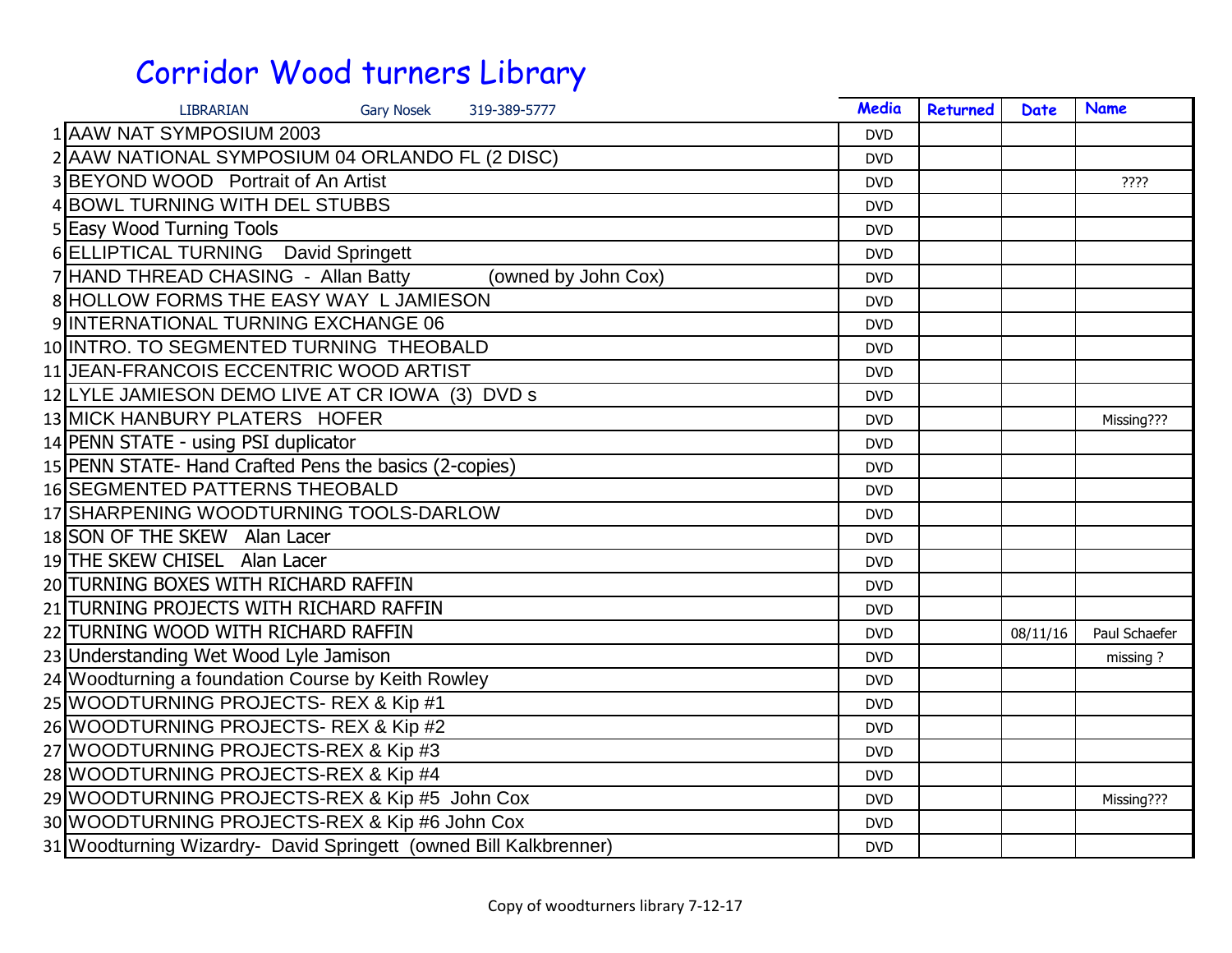# Corridor Wood turners Library

| LIBRARIAN Gary Nosek 319-389-5777 | | Media | Returned | Date | Name |
|---|---|---|---|---|---|
| 1 | AAW NAT SYMPOSIUM 2003 | DVD | | | |
| 2 | AAW NATIONAL SYMPOSIUM 04 ORLANDO FL (2 DISC) | DVD | | | |
| 3 | BEYOND WOOD Portrait of An Artist | DVD | | | ???? |
| 4 | BOWL TURNING WITH DEL STUBBS | DVD | | | |
| 5 | Easy Wood Turning Tools | DVD | | | |
| 6 | ELLIPTICAL TURNING David Springett | DVD | | | |
| 7 | HAND THREAD CHASING - Allan Batty (owned by John Cox) | DVD | | | |
| 8 | HOLLOW FORMS THE EASY WAY L JAMIESON | DVD | | | |
| 9 | INTERNATIONAL TURNING EXCHANGE 06 | DVD | | | |
| 10 | INTRO. TO SEGMENTED TURNING THEOBALD | DVD | | | |
| 11 | JEAN-FRANCOIS ECCENTRIC WOOD ARTIST | DVD | | | |
| 12 | LYLE JAMIESON DEMO LIVE AT CR IOWA (3) DVD s | DVD | | | |
| 13 | MICK HANBURY PLATERS HOFER | DVD | | | Missing??? |
| 14 | PENN STATE - using PSI duplicator | DVD | | | |
| 15 | PENN STATE- Hand Crafted Pens the basics (2-copies) | DVD | | | |
| 16 | SEGMENTED PATTERNS THEOBALD | DVD | | | |
| 17 | SHARPENING WOODTURNING TOOLS-DARLOW | DVD | | | |
| 18 | SON OF THE SKEW Alan Lacer | DVD | | | |
| 19 | THE SKEW CHISEL Alan Lacer | DVD | | | |
| 20 | TURNING BOXES WITH RICHARD RAFFIN | DVD | | | |
| 21 | TURNING PROJECTS WITH RICHARD RAFFIN | DVD | | | |
| 22 | TURNING WOOD WITH RICHARD RAFFIN | DVD | | 08/11/16 | Paul Schaefer |
| 23 | Understanding Wet Wood Lyle Jamison | DVD | | | missing ? |
| 24 | Woodturning a foundation Course by Keith Rowley | DVD | | | |
| 25 | WOODTURNING PROJECTS- REX & Kip #1 | DVD | | | |
| 26 | WOODTURNING PROJECTS- REX & Kip #2 | DVD | | | |
| 27 | WOODTURNING PROJECTS-REX & Kip #3 | DVD | | | |
| 28 | WOODTURNING PROJECTS-REX & Kip #4 | DVD | | | |
| 29 | WOODTURNING PROJECTS-REX & Kip #5 John Cox | DVD | | | Missing??? |
| 30 | WOODTURNING PROJECTS-REX & Kip #6 John Cox | DVD | | | |
| 31 | Woodturning Wizardry- David Springett (owned Bill Kalkbrenner) | DVD | | | |

Copy of woodturners library 7-12-17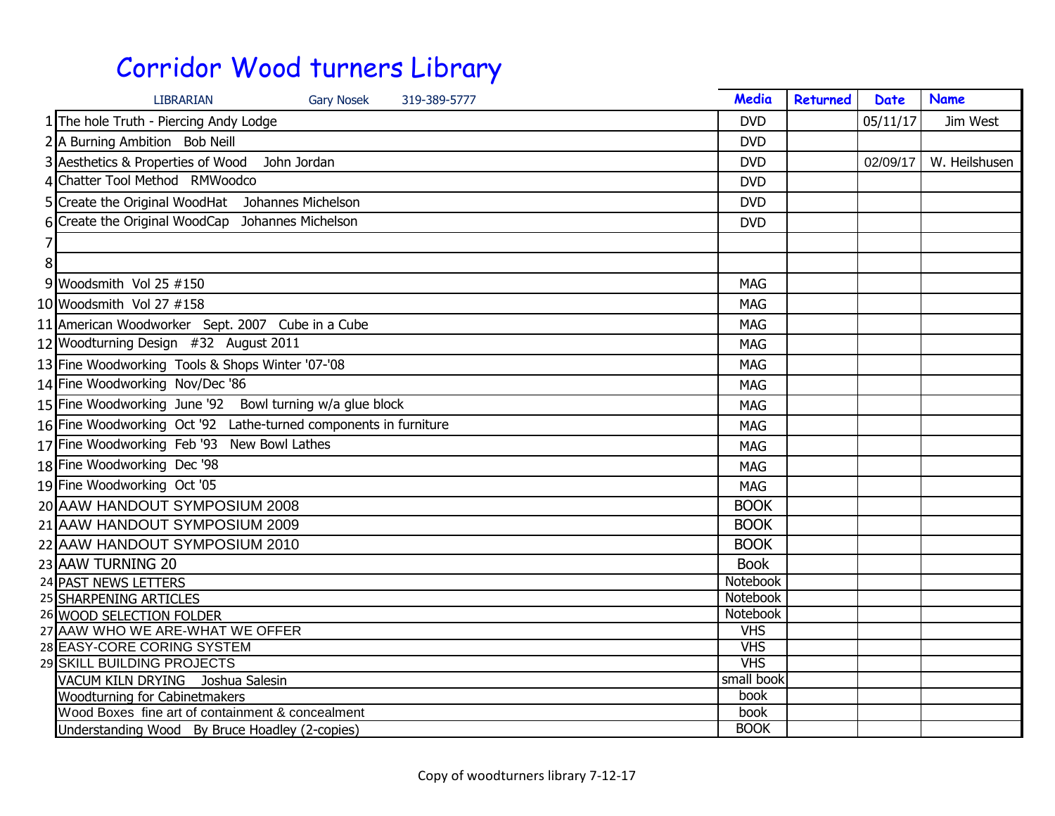# Corridor Wood turners Library

LIBRARIAN Gary Nosek 319-389-5777

| # | Title | Media | Returned | Date | Name |
|---|---|---|---|---|---|
| 1 | The hole Truth - Piercing Andy Lodge | DVD | | 05/11/17 | Jim West |
| 2 | A Burning Ambition Bob Neill | DVD | | | |
| 3 | Aesthetics & Properties of Wood John Jordan | DVD | | 02/09/17 | W. Heilshusen |
| 4 | Chatter Tool Method RMWoodco | DVD | | | |
| 5 | Create the Original WoodHat Johannes Michelson | DVD | | | |
| 6 | Create the Original WoodCap Johannes Michelson | DVD | | | |
| 7 | | | | | |
| 8 | | | | | |
| 9 | Woodsmith Vol 25 #150 | MAG | | | |
| 10 | Woodsmith Vol 27 #158 | MAG | | | |
| 11 | American Woodworker Sept. 2007 Cube in a Cube | MAG | | | |
| 12 | Woodturning Design #32 August 2011 | MAG | | | |
| 13 | Fine Woodworking Tools & Shops Winter '07-'08 | MAG | | | |
| 14 | Fine Woodworking Nov/Dec '86 | MAG | | | |
| 15 | Fine Woodworking June '92 Bowl turning w/a glue block | MAG | | | |
| 16 | Fine Woodworking Oct '92 Lathe-turned components in furniture | MAG | | | |
| 17 | Fine Woodworking Feb '93 New Bowl Lathes | MAG | | | |
| 18 | Fine Woodworking Dec '98 | MAG | | | |
| 19 | Fine Woodworking Oct '05 | MAG | | | |
| 20 | AAW HANDOUT SYMPOSIUM 2008 | BOOK | | | |
| 21 | AAW HANDOUT SYMPOSIUM 2009 | BOOK | | | |
| 22 | AAW HANDOUT SYMPOSIUM 2010 | BOOK | | | |
| 23 | AAW TURNING 20 | Book | | | |
| 24 | PAST NEWS LETTERS | Notebook | | | |
| 25 | SHARPENING ARTICLES | Notebook | | | |
| 26 | WOOD SELECTION FOLDER | Notebook | | | |
| 27 | AAW WHO WE ARE-WHAT WE OFFER | VHS | | | |
| 28 | EASY-CORE CORING SYSTEM | VHS | | | |
| 29 | SKILL BUILDING PROJECTS | VHS | | | |
| | VACUM KILN DRYING Joshua Salesin | small book | | | |
| | Woodturning for Cabinetmakers | book | | | |
| | Wood Boxes fine art of containment & concealment | book | | | |
| | Understanding Wood By Bruce Hoadley (2-copies) | BOOK | | | |

Copy of woodturners library 7-12-17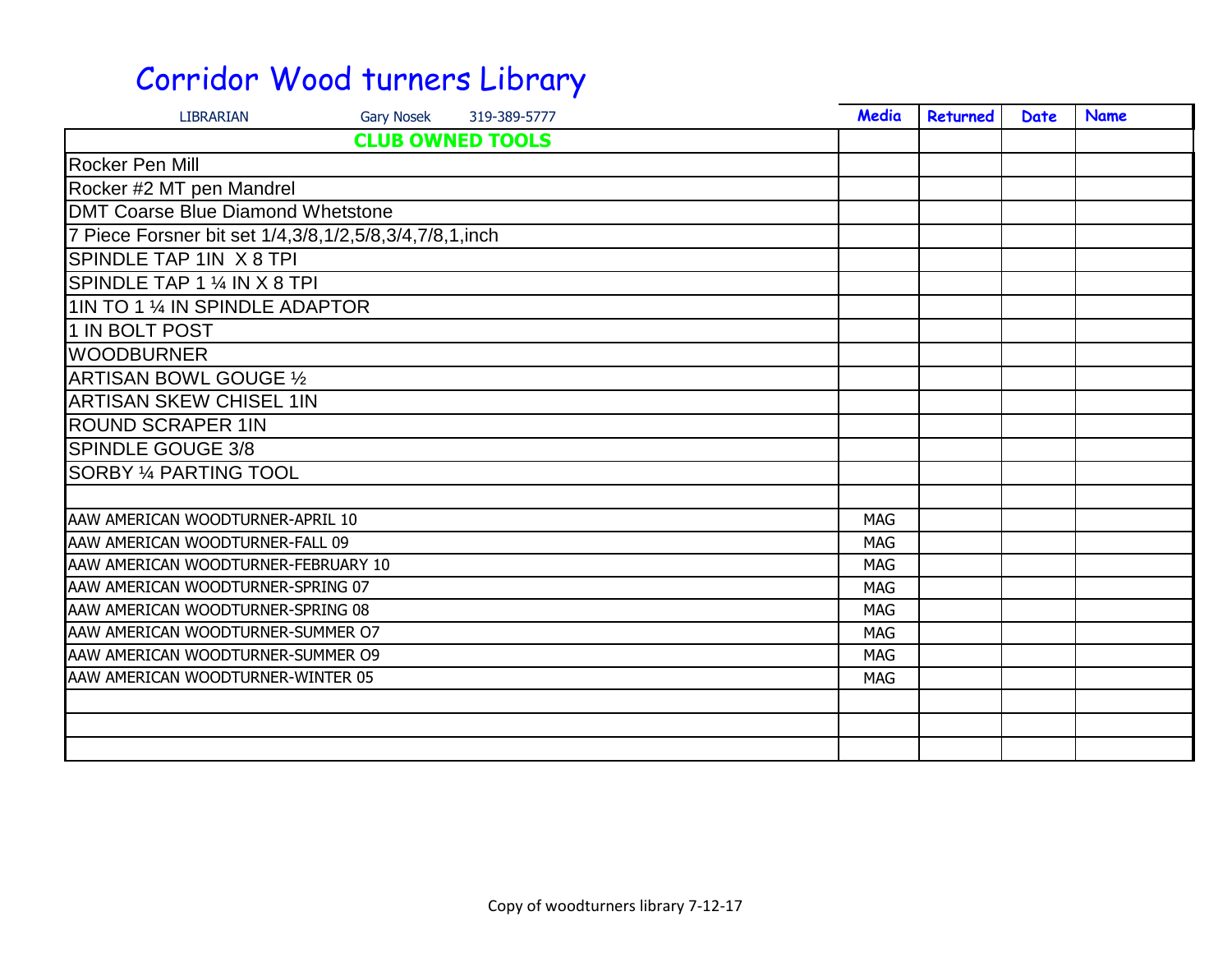# Corridor Wood turners Library

LIBRARIAN Gary Nosek 319-389-5777

| | Media | Returned | Date | Name |
|---|---|---|---|---|
| **CLUB OWNED TOOLS** | | | | |
| Rocker Pen Mill | | | | |
| Rocker #2 MT pen Mandrel | | | | |
| DMT Coarse Blue Diamond Whetstone | | | | |
| 7 Piece Forsner bit set 1/4,3/8,1/2,5/8,3/4,7/8,1,inch | | | | |
| SPINDLE TAP 1IN X 8 TPI | | | | |
| SPINDLE TAP 1 ¼ IN X 8 TPI | | | | |
| 1IN TO 1 ¼ IN SPINDLE ADAPTOR | | | | |
| 1 IN BOLT POST | | | | |
| WOODBURNER | | | | |
| ARTISAN BOWL GOUGE ½ | | | | |
| ARTISAN SKEW CHISEL 1IN | | | | |
| ROUND SCRAPER 1IN | | | | |
| SPINDLE GOUGE 3/8 | | | | |
| SORBY ¼ PARTING TOOL | | | | |
| | | | | |
| AAW AMERICAN WOODTURNER-APRIL 10 | MAG | | | |
| AAW AMERICAN WOODTURNER-FALL 09 | MAG | | | |
| AAW AMERICAN WOODTURNER-FEBRUARY 10 | MAG | | | |
| AAW AMERICAN WOODTURNER-SPRING 07 | MAG | | | |
| AAW AMERICAN WOODTURNER-SPRING 08 | MAG | | | |
| AAW AMERICAN WOODTURNER-SUMMER O7 | MAG | | | |
| AAW AMERICAN WOODTURNER-SUMMER O9 | MAG | | | |
| AAW AMERICAN WOODTURNER-WINTER 05 | MAG | | | |
| | | | | |
| | | | | |
| | | | | |

Copy of woodturners library 7-12-17